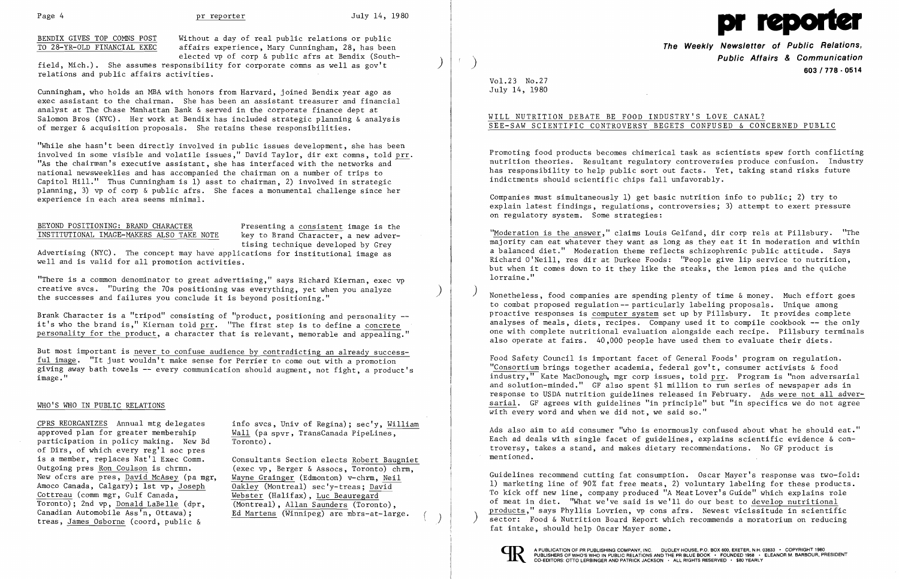## WILL NUTRITION DEBATE BE FOOD INDUSTRY'S LOVE CANAL? SEE-SAW SCIENTIFIC CONTROVERSY BEGETS CONFUSED & CONCERNED PUBLIC

Promoting food products becomes chimerical task as scientists spew forth conflicting nutrition theories. Resultant regulatory controversies produce confusion. Industry has responsibility to help public sort out facts. Yet, taking stand risks future indictments should scientific chips fall unfavorably.

Companies must simultaneously 1) get basic nutrition info to public; 2) try to explain latest findings, regulations, controversies; 3) attempt to exert pressure on regulatory system. Some strategies:

"Moderation is the answer," claims Louis Gelfand, dir corp rels at Pillsbury. "The majority can eat whatever they want as long as they eat it in moderation and within a balanced diet." Moderation theme reflects schizophrenic public attitude. Says Richard O'Neill, res dir at Durkee Foods: "People give lip service to nutrition, but when it comes down to it they like the steaks, the lemon pies and the quiche lorraine."

Nonetheless, food companies are spending plenty of time & money. Much effort goes to combat proposed regulation -- particularly labeling proposals. Unique among proactive responses is computer system set up by Pillsbury. It provides complete analyses of meals, diets, recipes. Company used it to compile cookbook -- the only one with complete nutritional evaluation alongside each recipe. Pillsbury terminals also operate at fairs. 40,000 people have used them to evaluate their diets.

Food Safety Council is important facet of General Foods' program on regulation. "Consortium brings together academia, federal gov't, consumer activists & food industry," Kate MacDonough, mgr corp issues, told prr. Program is "non adversarial and solution-minded." GF also spent $1 million to run series of newspaper ads in response to USDA nutrition guidelines released in February. Ads were not all adversarial. GF agrees with guidelines "in principle" but "in specifics we do not agree with every word and when we did not, we said so."

Ads also aim to aid consumer "who is enormously confused about what he should eat." Each ad deals with single facet of guidelines, explains scientific evidence & controversy, takes a stand, and makes dietary recommendations. No GF product is mentioned.

Guidelines recommend cutting fat consumption. Oscar Mayer's response was two-fold: 1) marketing line of 90% fat free meats, 2) voluntary labeling for these products. To kick off new line, company produced "A Meat Lover's Guide" which explains role of meat in diet. "What we've said is we'll do our best to develop nutritional products," says Phyllis Lovrien, vp cons afrs. Newest vicissitude in scientific sector: Food & Nutrition Board Report which recommends a moratorium on reducing fat intake, should help Oscar Mayer some.

## BENDIX GIVES TOP COMNS POST TO 28-YR-OLD FINANCIAL EXEC

Without a day of real public relations or public affairs experience, Mary Cunningham, 28, has been elected vp of corp & public afrs at Bendix (Southfield, Mich.). She assumes responsibility for corporate comns as well as gov't relations and public affairs activities.

Cunningham, who holds an MBA with honors from Harvard, joined Bendix year ago as exec assistant to the chairman. She has been an assistant treasurer and financial analyst at The Chase Manhattan Bank & served in the corporate finance dept at Salomon Bros (NYC). Her work at Bendix has included strategic planning & analysis of merger & acquisition proposals. She retains these responsibilities.

"While she hasn't been directly involved in public issues development, she has been involved in some visible and volatile issues," David Taylor, dir ext comns, told prr. "As the chairman's executive assistant, she has interfaced with the networks and national newsweeklies and has accompanied the chairman on a number of trips to Capitol Hill." Thus Cunningham is 1) asst to chairman, 2) involved in strategic planning, 3) vp of corp & public afrs. She faces a monumental challenge since her experience in each area seems minimal.

## BEYOND POSITIONING: BRAND CHARACTER INSTITUTIONAL IMAGE-MAKERS ALSO TAKE NOTE

Presenting a consistent image is the key to Brand Character, a new advertising technique developed by Grey Advertising (NYC). The concept may have applications for institutional image as well and is valid for all promotion activities.

"There is a common denominator to great advertising," says Richard Kiernan, exec vp creative svcs. "During the 70s positioning was everything, yet when you analyze the successes and failures you conclude it is beyond positioning."

Brank Character is a "tripod" consisting of "product, positioning and personality -- it's who the brand is," Kiernan told prr. "The first step is to define a concrete personality for the product, a character that is relevant, memorable and appealing."

But most important is never to confuse audience by contradicting an already successful image. "It just wouldn't make sense for Perrier to come out with a promotion giving away bath towels -- every communication should augment, not fight, a product's image."

## WHO'S WHO IN PUBLIC RELATIONS

CPRS REORGANIZES Annual mtg delegates approved plan for greater membership participation in policy making. New Bd of Dirs, of which every reg'l soc pres is a member, replaces Nat'l Exec Comm. Outgoing pres Ron Coulson is chrmn. New ofcrs are pres, David McAsey (pa mgr, Amoco Canada, Calgary); 1st vp, Joseph Cottreau (comm mgr, Gulf Canada, Toronto); 2nd vp, Donald LaBelle (dpr, Canadian Automobile Ass'n, Ottawa); treas, James Osborne (coord, public & info svcs, Univ of Regina); sec'y, William Wall (pa spvr, TransCanada PipeLines, Toronto).

Consultants Section elects Robert Baugniet (exec vp, Berger & Assocs, Toronto) chrm, Wayne Grainger (Edmonton) v-chrm, Neil Oakley (Montreal) sec'y-treas; David Webster (Halifax), Luc Beauregard (Montreal), Allan Saunders (Toronto), Ed Martens (Winnipeg) are mbrs-at-large.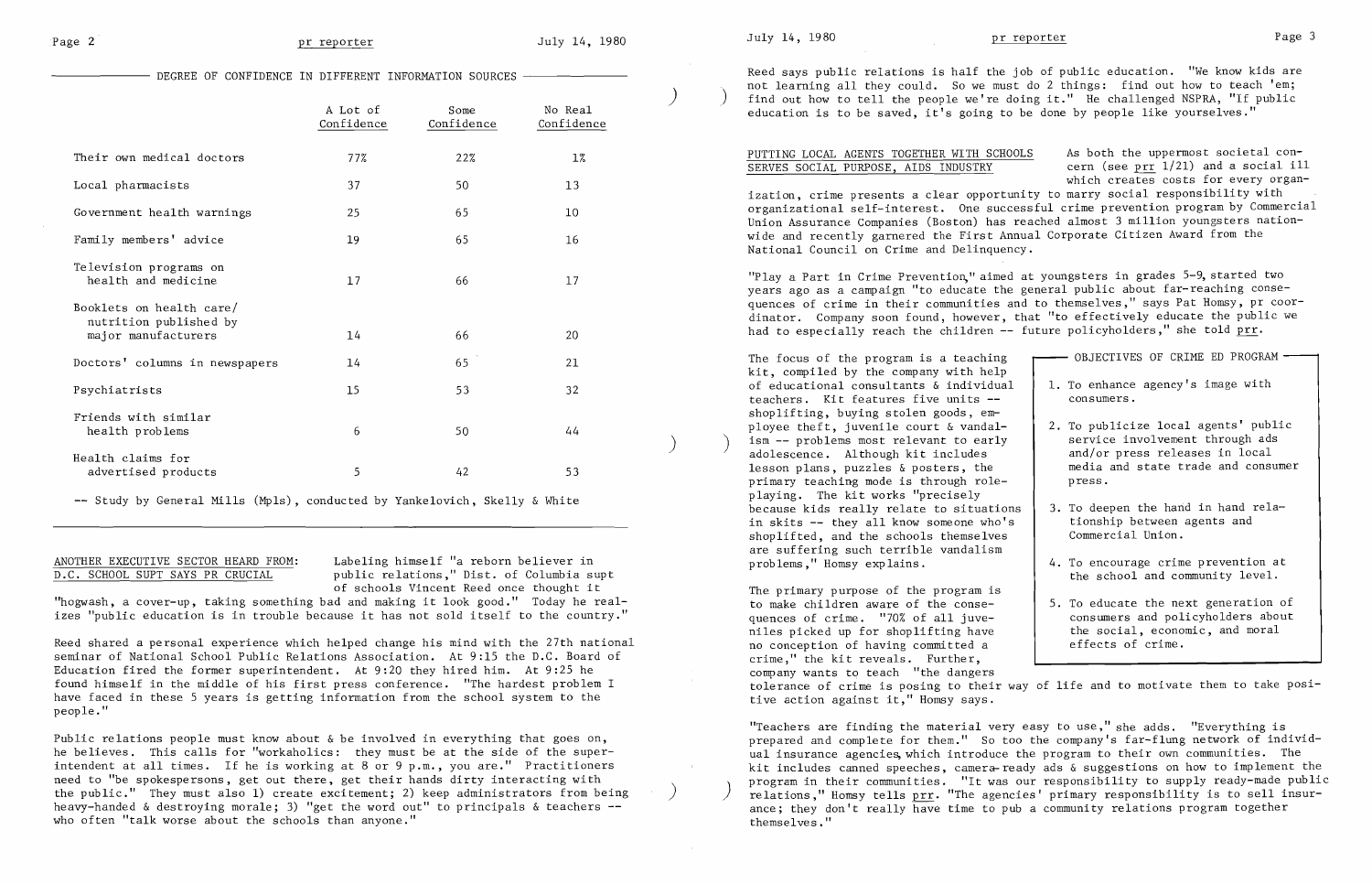## DEGREE OF CONFIDENCE IN DIFFERENT INFORMATION SOURCES

| | A Lot of Confidence | Some Confidence | No Real Confidence |
|---|---|---|---|
| Their own medical doctors | 77% | 22% | 1% |
| Local pharmacists | 37 | 50 | 13 |
| Government health warnings | 25 | 65 | 10 |
| Family members' advice | 19 | 65 | 16 |
| Television programs on health and medicine | 17 | 66 | 17 |
| Booklets on health care/ nutrition published by major manufacturers | 14 | 66 | 20 |
| Doctors' columns in newspapers | 14 | 65 | 21 |
| Psychiatrists | 15 | 53 | 32 |
| Friends with similar health problems | 6 | 50 | 44 |
| Health claims for advertised products | 5 | 42 | 53 |

-- Study by General Mills (Mpls), conducted by Yankelovich, Skelly & White

## ANOTHER EXECUTIVE SECTOR HEARD FROM: D.C. SCHOOL SUPT SAYS PR CRUCIAL

Labeling himself "a reborn believer in public relations," Dist. of Columbia supt of schools Vincent Reed once thought it "hogwash, a cover-up, taking something bad and making it look good." Today he realizes "public education is in trouble because it has not sold itself to the country."

Reed shared a personal experience which helped change his mind with the 27th national seminar of National School Public Relations Association. At 9:15 the D.C. Board of Education fired the former superintendent. At 9:20 they hired him. At 9:25 he found himself in the middle of his first press conference. "The hardest problem I have faced in these 5 years is getting information from the school system to the people."

Public relations people must know about & be involved in everything that goes on, he believes. This calls for "workaholics: they must be at the side of the superintendent at all times. If he is working at 8 or 9 p.m., you are." Practitioners need to "be spokespersons, get out there, get their hands dirty interacting with the public." They must also 1) create excitement; 2) keep administrators from being heavy-handed & destroying morale; 3) "get the word out" to principals & teachers -- who often "talk worse about the schools than anyone."

Reed says public relations is half the job of public education. "We know kids are not learning all they could. So we must do 2 things: find out how to teach 'em; find out how to tell the people we're doing it." He challenged NSPRA, "If public education is to be saved, it's going to be done by people like yourselves."

## PUTTING LOCAL AGENTS TOGETHER WITH SCHOOLS SERVES SOCIAL PURPOSE, AIDS INDUSTRY

As both the uppermost societal concern (see prr 1/21) and a social ill which creates costs for every organization, crime presents a clear opportunity to marry social responsibility with organizational self-interest. One successful crime prevention program by Commercial Union Assurance Companies (Boston) has reached almost 3 million youngsters nationwide and recently garnered the First Annual Corporate Citizen Award from the National Council on Crime and Delinquency.

"Play a Part in Crime Prevention," aimed at youngsters in grades 5-9, started two years ago as a campaign "to educate the general public about far-reaching consequences of crime in their communities and to themselves," says Pat Homsy, pr coordinator. Company soon found, however, that "to effectively educate the public we had to especially reach the children -- future policyholders," she told prr.

The focus of the program is a teaching kit, compiled by the company with help of educational consultants & individual teachers. Kit features five units -- shoplifting, buying stolen goods, employee theft, juvenile court & vandalism -- problems most relevant to early adolescence. Although kit includes lesson plans, puzzles & posters, the primary teaching mode is through role-playing. The kit works "precisely because kids really relate to situations in skits -- they all know someone who's shoplifted, and the schools themselves are suffering such terrible vandalism problems," Homsy explains.

The primary purpose of the program is to make children aware of the consequences of crime. "70% of all juveniles picked up for shoplifting have no conception of having committed a crime," the kit reveals. Further, company wants to teach "the dangers tolerance of crime is posing to their way of life and to motivate them to take positive action against it," Homsy says.

**OBJECTIVES OF CRIME ED PROGRAM**

1. To enhance agency's image with consumers.
2. To publicize local agents' public service involvement through ads and/or press releases in local media and state trade and consumer press.
3. To deepen the hand in hand relationship between agents and Commercial Union.
4. To encourage crime prevention at the school and community level.
5. To educate the next generation of consumers and policyholders about the social, economic, and moral effects of crime.

"Teachers are finding the material very easy to use," she adds. "Everything is prepared and complete for them." So too the company's far-flung network of individual insurance agencies, which introduce the program to their own communities. The kit includes canned speeches, camera-ready ads & suggestions on how to implement the program in their communities. "It was our responsibility to supply ready-made public relations," Homsy tells prr. "The agencies' primary responsibility is to sell insurance; they don't really have time to pub a community relations program together themselves."